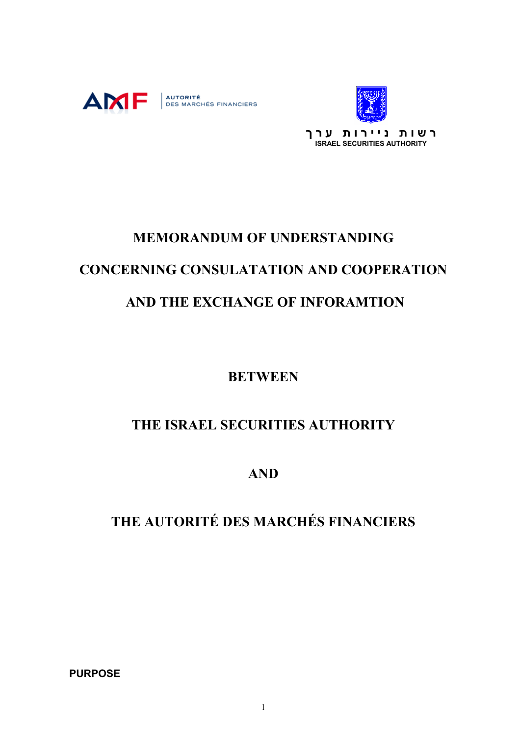AMF AUTORITÉ DES MARCHÉS FINANCIERS

רשות ניירות ערך
ISRAEL SECURITIES AUTHORITY

# MEMORANDUM OF UNDERSTANDING

# CONCERNING CONSULATATION AND COOPERATION

# AND THE EXCHANGE OF INFORAMTION

## BETWEEN

## THE ISRAEL SECURITIES AUTHORITY

## AND

## THE AUTORITÉ DES MARCHÉS FINANCIERS

**PURPOSE**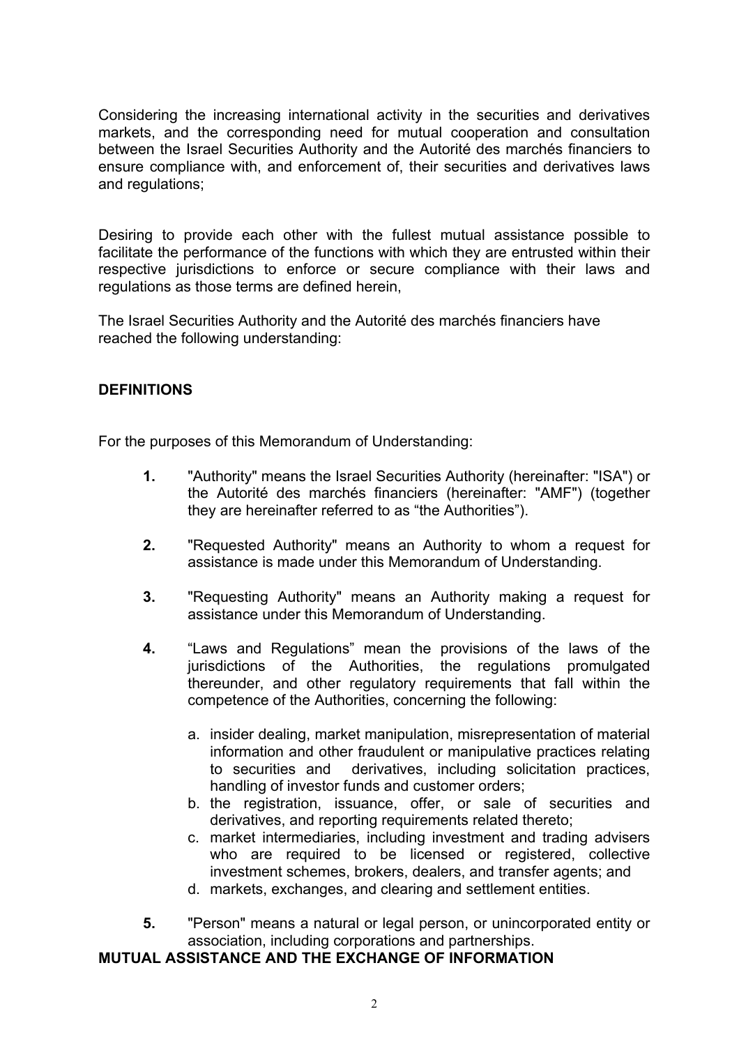Considering the increasing international activity in the securities and derivatives markets, and the corresponding need for mutual cooperation and consultation between the Israel Securities Authority and the Autorité des marchés financiers to ensure compliance with, and enforcement of, their securities and derivatives laws and regulations;

Desiring to provide each other with the fullest mutual assistance possible to facilitate the performance of the functions with which they are entrusted within their respective jurisdictions to enforce or secure compliance with their laws and regulations as those terms are defined herein,

The Israel Securities Authority and the Autorité des marchés financiers have reached the following understanding:

## DEFINITIONS

For the purposes of this Memorandum of Understanding:

**1.** "Authority" means the Israel Securities Authority (hereinafter: "ISA") or the Autorité des marchés financiers (hereinafter: "AMF") (together they are hereinafter referred to as "the Authorities").

**2.** "Requested Authority" means an Authority to whom a request for assistance is made under this Memorandum of Understanding.

**3.** "Requesting Authority" means an Authority making a request for assistance under this Memorandum of Understanding.

**4.** "Laws and Regulations" mean the provisions of the laws of the jurisdictions of the Authorities, the regulations promulgated thereunder, and other regulatory requirements that fall within the competence of the Authorities, concerning the following:

   a. insider dealing, market manipulation, misrepresentation of material information and other fraudulent or manipulative practices relating to securities and derivatives, including solicitation practices, handling of investor funds and customer orders;
   b. the registration, issuance, offer, or sale of securities and derivatives, and reporting requirements related thereto;
   c. market intermediaries, including investment and trading advisers who are required to be licensed or registered, collective investment schemes, brokers, dealers, and transfer agents; and
   d. markets, exchanges, and clearing and settlement entities.

**5.** "Person" means a natural or legal person, or unincorporated entity or association, including corporations and partnerships.

## MUTUAL ASSISTANCE AND THE EXCHANGE OF INFORMATION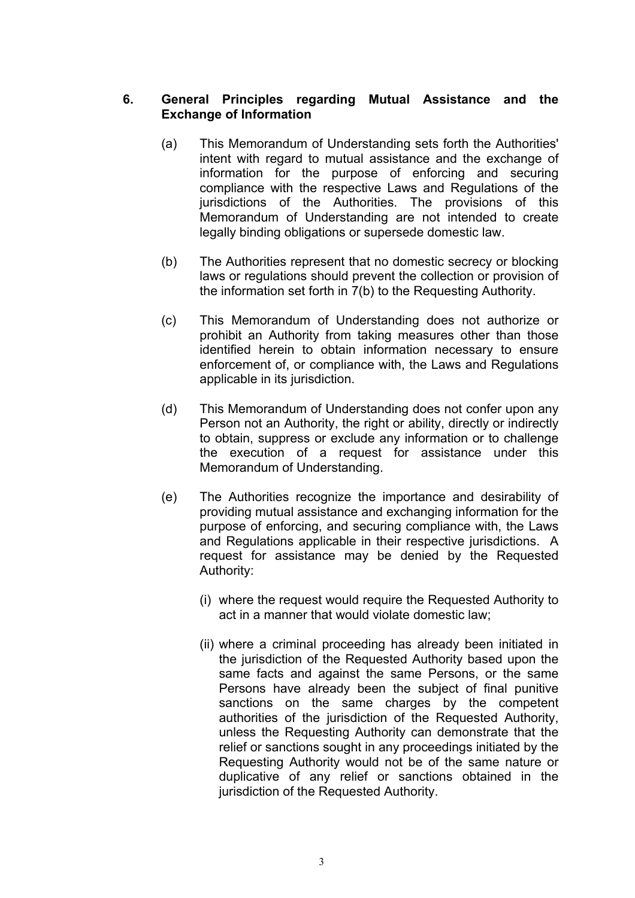## 6. General Principles regarding Mutual Assistance and the Exchange of Information

(a) This Memorandum of Understanding sets forth the Authorities' intent with regard to mutual assistance and the exchange of information for the purpose of enforcing and securing compliance with the respective Laws and Regulations of the jurisdictions of the Authorities. The provisions of this Memorandum of Understanding are not intended to create legally binding obligations or supersede domestic law.

(b) The Authorities represent that no domestic secrecy or blocking laws or regulations should prevent the collection or provision of the information set forth in 7(b) to the Requesting Authority.

(c) This Memorandum of Understanding does not authorize or prohibit an Authority from taking measures other than those identified herein to obtain information necessary to ensure enforcement of, or compliance with, the Laws and Regulations applicable in its jurisdiction.

(d) This Memorandum of Understanding does not confer upon any Person not an Authority, the right or ability, directly or indirectly to obtain, suppress or exclude any information or to challenge the execution of a request for assistance under this Memorandum of Understanding.

(e) The Authorities recognize the importance and desirability of providing mutual assistance and exchanging information for the purpose of enforcing, and securing compliance with, the Laws and Regulations applicable in their respective jurisdictions. A request for assistance may be denied by the Requested Authority:

(i) where the request would require the Requested Authority to act in a manner that would violate domestic law;

(ii) where a criminal proceeding has already been initiated in the jurisdiction of the Requested Authority based upon the same facts and against the same Persons, or the same Persons have already been the subject of final punitive sanctions on the same charges by the competent authorities of the jurisdiction of the Requested Authority, unless the Requesting Authority can demonstrate that the relief or sanctions sought in any proceedings initiated by the Requesting Authority would not be of the same nature or duplicative of any relief or sanctions obtained in the jurisdiction of the Requested Authority.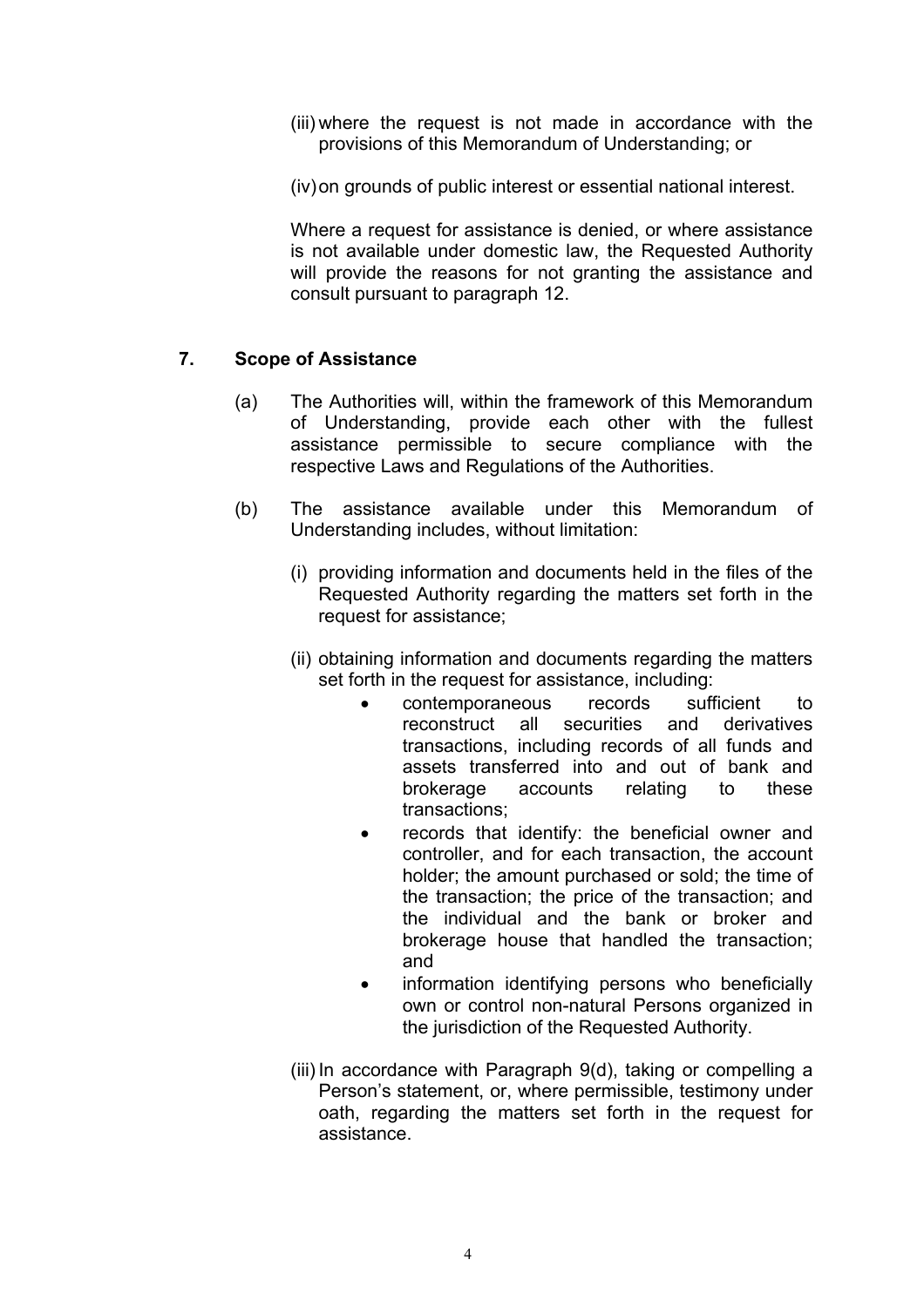(iii) where the request is not made in accordance with the provisions of this Memorandum of Understanding; or

(iv) on grounds of public interest or essential national interest.

Where a request for assistance is denied, or where assistance is not available under domestic law, the Requested Authority will provide the reasons for not granting the assistance and consult pursuant to paragraph 12.

## 7. Scope of Assistance

(a) The Authorities will, within the framework of this Memorandum of Understanding, provide each other with the fullest assistance permissible to secure compliance with the respective Laws and Regulations of the Authorities.

(b) The assistance available under this Memorandum of Understanding includes, without limitation:

(i) providing information and documents held in the files of the Requested Authority regarding the matters set forth in the request for assistance;

(ii) obtaining information and documents regarding the matters set forth in the request for assistance, including:

- contemporaneous records sufficient to reconstruct all securities and derivatives transactions, including records of all funds and assets transferred into and out of bank and brokerage accounts relating to these transactions;
- records that identify: the beneficial owner and controller, and for each transaction, the account holder; the amount purchased or sold; the time of the transaction; the price of the transaction; and the individual and the bank or broker and brokerage house that handled the transaction; and
- information identifying persons who beneficially own or control non-natural Persons organized in the jurisdiction of the Requested Authority.

(iii) In accordance with Paragraph 9(d), taking or compelling a Person's statement, or, where permissible, testimony under oath, regarding the matters set forth in the request for assistance.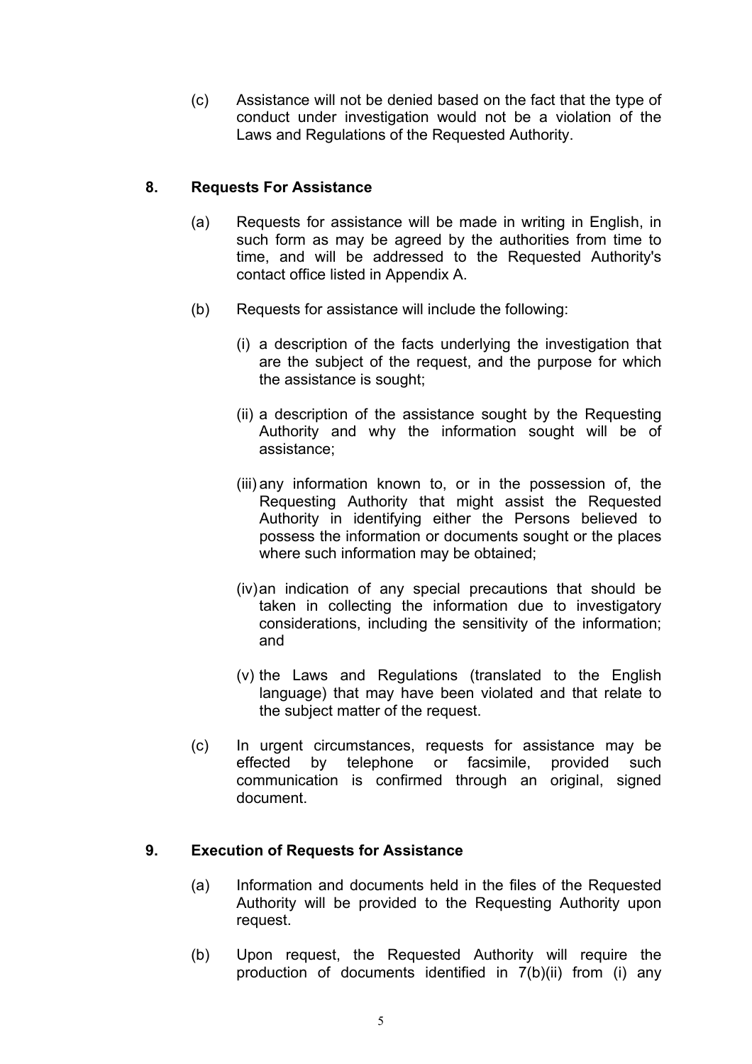(c) Assistance will not be denied based on the fact that the type of conduct under investigation would not be a violation of the Laws and Regulations of the Requested Authority.

## 8. Requests For Assistance

(a) Requests for assistance will be made in writing in English, in such form as may be agreed by the authorities from time to time, and will be addressed to the Requested Authority's contact office listed in Appendix A.

(b) Requests for assistance will include the following:

(i) a description of the facts underlying the investigation that are the subject of the request, and the purpose for which the assistance is sought;

(ii) a description of the assistance sought by the Requesting Authority and why the information sought will be of assistance;

(iii) any information known to, or in the possession of, the Requesting Authority that might assist the Requested Authority in identifying either the Persons believed to possess the information or documents sought or the places where such information may be obtained;

(iv) an indication of any special precautions that should be taken in collecting the information due to investigatory considerations, including the sensitivity of the information; and

(v) the Laws and Regulations (translated to the English language) that may have been violated and that relate to the subject matter of the request.

(c) In urgent circumstances, requests for assistance may be effected by telephone or facsimile, provided such communication is confirmed through an original, signed document.

## 9. Execution of Requests for Assistance

(a) Information and documents held in the files of the Requested Authority will be provided to the Requesting Authority upon request.

(b) Upon request, the Requested Authority will require the production of documents identified in 7(b)(ii) from (i) any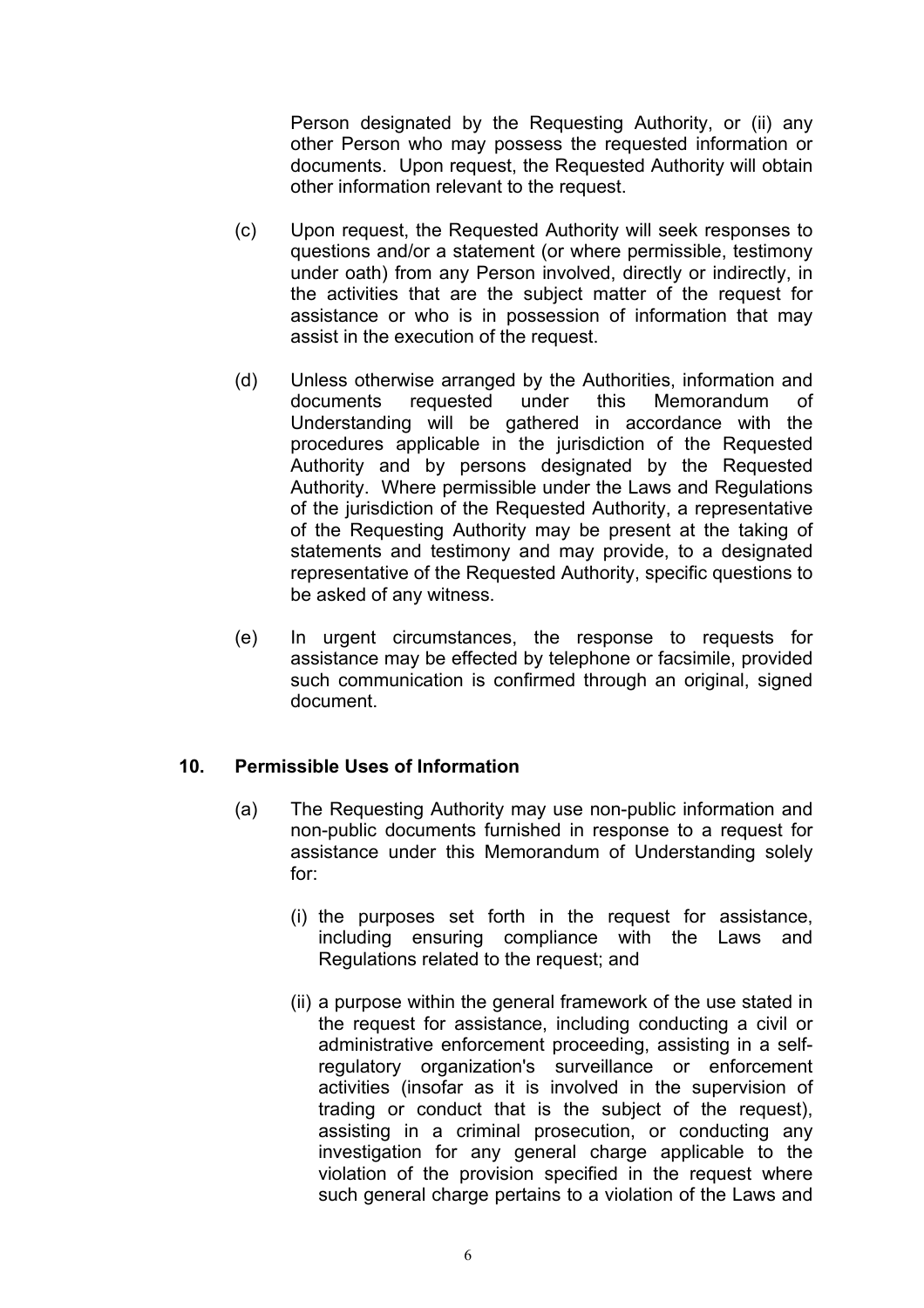Person designated by the Requesting Authority, or (ii) any other Person who may possess the requested information or documents. Upon request, the Requested Authority will obtain other information relevant to the request.

(c) Upon request, the Requested Authority will seek responses to questions and/or a statement (or where permissible, testimony under oath) from any Person involved, directly or indirectly, in the activities that are the subject matter of the request for assistance or who is in possession of information that may assist in the execution of the request.

(d) Unless otherwise arranged by the Authorities, information and documents requested under this Memorandum of Understanding will be gathered in accordance with the procedures applicable in the jurisdiction of the Requested Authority and by persons designated by the Requested Authority. Where permissible under the Laws and Regulations of the jurisdiction of the Requested Authority, a representative of the Requesting Authority may be present at the taking of statements and testimony and may provide, to a designated representative of the Requested Authority, specific questions to be asked of any witness.

(e) In urgent circumstances, the response to requests for assistance may be effected by telephone or facsimile, provided such communication is confirmed through an original, signed document.

## 10. Permissible Uses of Information

(a) The Requesting Authority may use non-public information and non-public documents furnished in response to a request for assistance under this Memorandum of Understanding solely for:

(i) the purposes set forth in the request for assistance, including ensuring compliance with the Laws and Regulations related to the request; and

(ii) a purpose within the general framework of the use stated in the request for assistance, including conducting a civil or administrative enforcement proceeding, assisting in a self-regulatory organization's surveillance or enforcement activities (insofar as it is involved in the supervision of trading or conduct that is the subject of the request), assisting in a criminal prosecution, or conducting any investigation for any general charge applicable to the violation of the provision specified in the request where such general charge pertains to a violation of the Laws and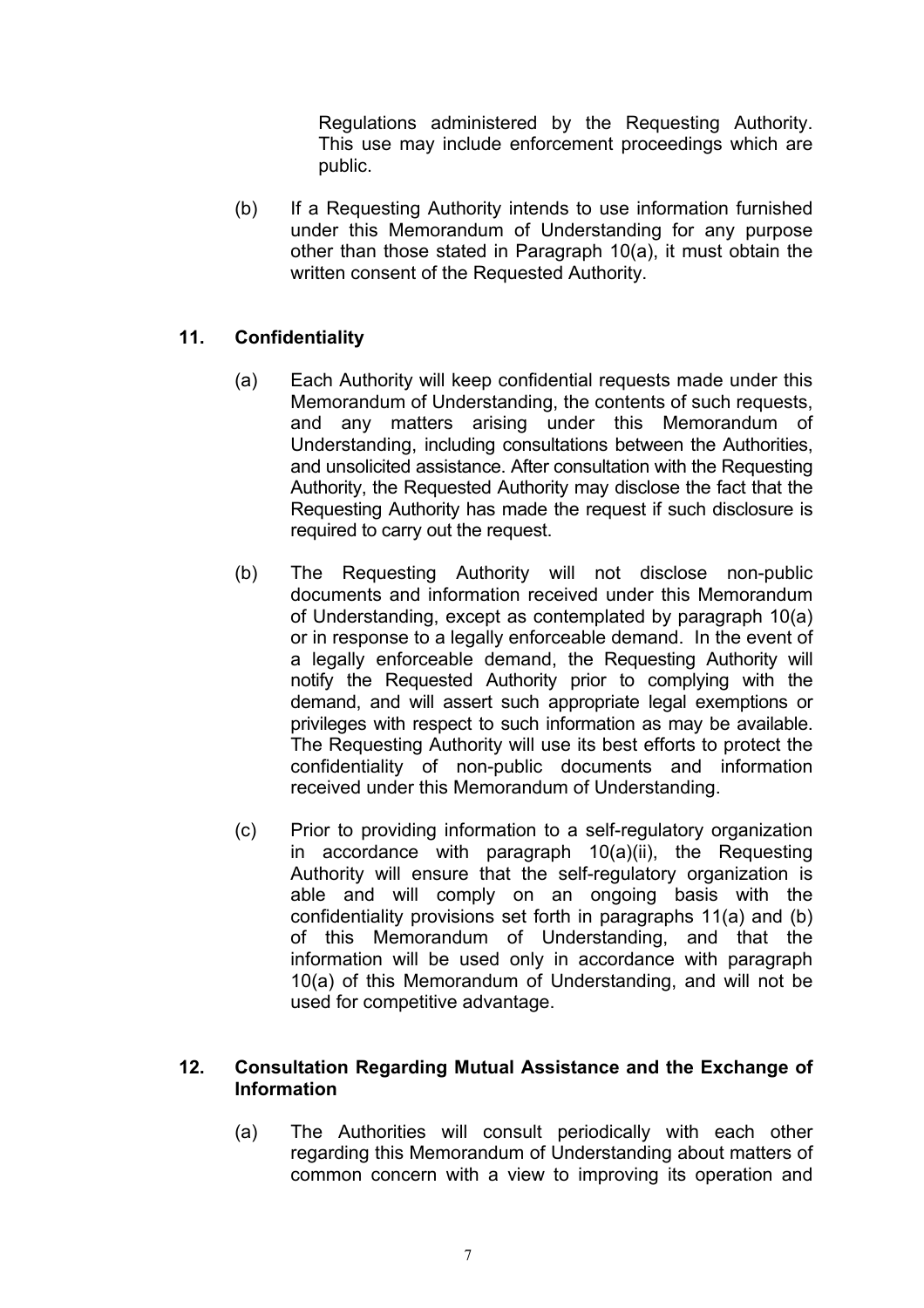Regulations administered by the Requesting Authority. This use may include enforcement proceedings which are public.

(b) If a Requesting Authority intends to use information furnished under this Memorandum of Understanding for any purpose other than those stated in Paragraph 10(a), it must obtain the written consent of the Requested Authority.

## 11. Confidentiality

(a) Each Authority will keep confidential requests made under this Memorandum of Understanding, the contents of such requests, and any matters arising under this Memorandum of Understanding, including consultations between the Authorities, and unsolicited assistance. After consultation with the Requesting Authority, the Requested Authority may disclose the fact that the Requesting Authority has made the request if such disclosure is required to carry out the request.

(b) The Requesting Authority will not disclose non-public documents and information received under this Memorandum of Understanding, except as contemplated by paragraph 10(a) or in response to a legally enforceable demand. In the event of a legally enforceable demand, the Requesting Authority will notify the Requested Authority prior to complying with the demand, and will assert such appropriate legal exemptions or privileges with respect to such information as may be available. The Requesting Authority will use its best efforts to protect the confidentiality of non-public documents and information received under this Memorandum of Understanding.

(c) Prior to providing information to a self-regulatory organization in accordance with paragraph 10(a)(ii), the Requesting Authority will ensure that the self-regulatory organization is able and will comply on an ongoing basis with the confidentiality provisions set forth in paragraphs 11(a) and (b) of this Memorandum of Understanding, and that the information will be used only in accordance with paragraph 10(a) of this Memorandum of Understanding, and will not be used for competitive advantage.

## 12. Consultation Regarding Mutual Assistance and the Exchange of Information

(a) The Authorities will consult periodically with each other regarding this Memorandum of Understanding about matters of common concern with a view to improving its operation and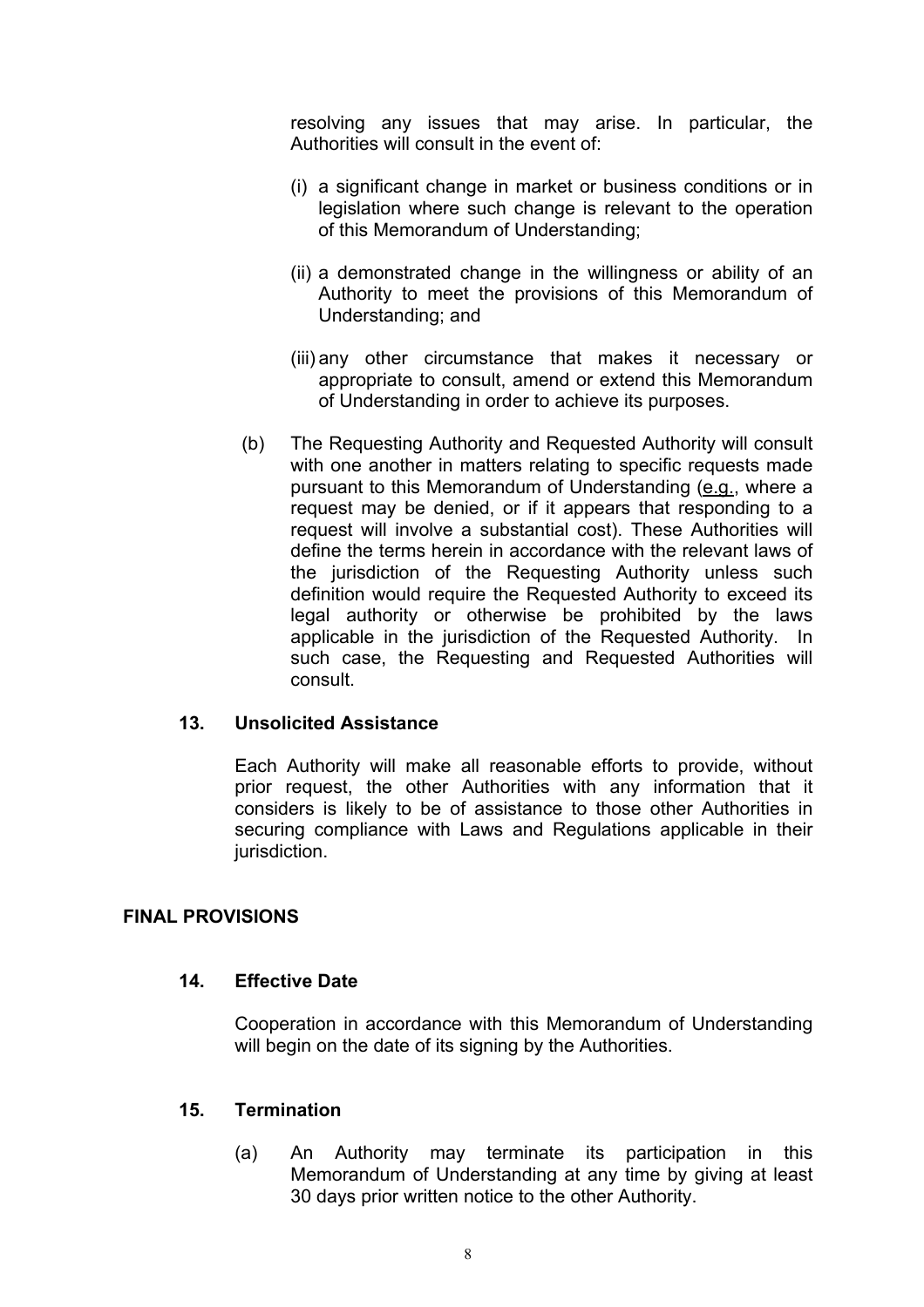resolving any issues that may arise. In particular, the Authorities will consult in the event of:

(i) a significant change in market or business conditions or in legislation where such change is relevant to the operation of this Memorandum of Understanding;

(ii) a demonstrated change in the willingness or ability of an Authority to meet the provisions of this Memorandum of Understanding; and

(iii) any other circumstance that makes it necessary or appropriate to consult, amend or extend this Memorandum of Understanding in order to achieve its purposes.

(b) The Requesting Authority and Requested Authority will consult with one another in matters relating to specific requests made pursuant to this Memorandum of Understanding (e.g., where a request may be denied, or if it appears that responding to a request will involve a substantial cost). These Authorities will define the terms herein in accordance with the relevant laws of the jurisdiction of the Requesting Authority unless such definition would require the Requested Authority to exceed its legal authority or otherwise be prohibited by the laws applicable in the jurisdiction of the Requested Authority. In such case, the Requesting and Requested Authorities will consult.

### 13. Unsolicited Assistance

Each Authority will make all reasonable efforts to provide, without prior request, the other Authorities with any information that it considers is likely to be of assistance to those other Authorities in securing compliance with Laws and Regulations applicable in their jurisdiction.

## FINAL PROVISIONS

### 14. Effective Date

Cooperation in accordance with this Memorandum of Understanding will begin on the date of its signing by the Authorities.

### 15. Termination

(a) An Authority may terminate its participation in this Memorandum of Understanding at any time by giving at least 30 days prior written notice to the other Authority.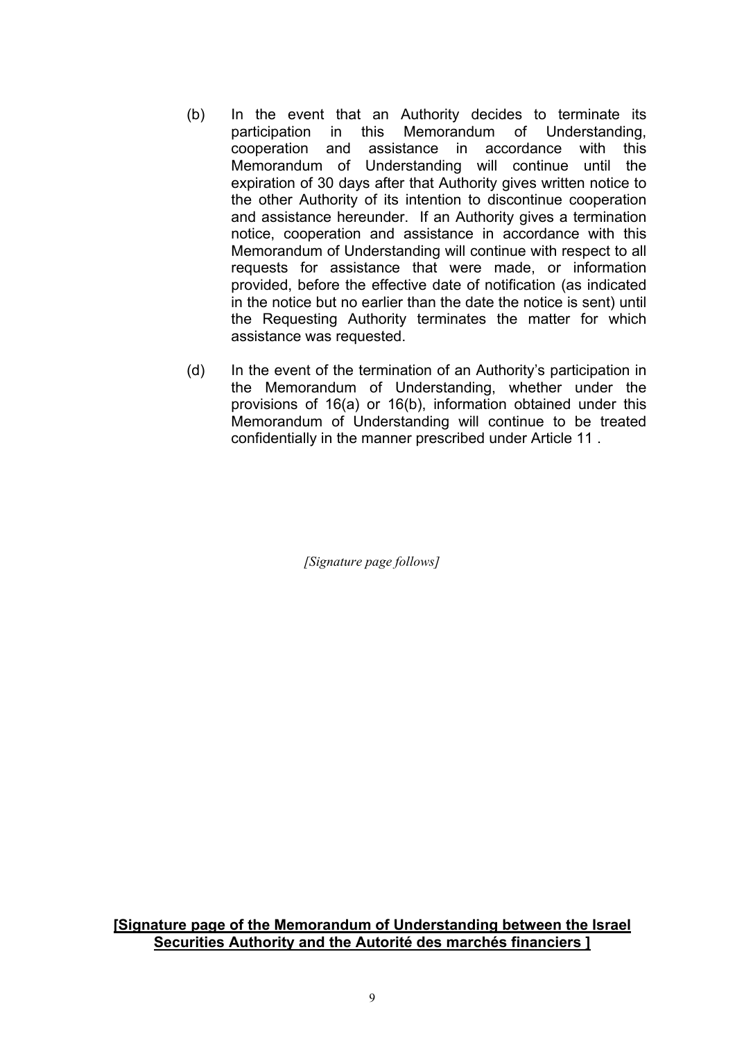(b) In the event that an Authority decides to terminate its participation in this Memorandum of Understanding, cooperation and assistance in accordance with this Memorandum of Understanding will continue until the expiration of 30 days after that Authority gives written notice to the other Authority of its intention to discontinue cooperation and assistance hereunder. If an Authority gives a termination notice, cooperation and assistance in accordance with this Memorandum of Understanding will continue with respect to all requests for assistance that were made, or information provided, before the effective date of notification (as indicated in the notice but no earlier than the date the notice is sent) until the Requesting Authority terminates the matter for which assistance was requested.

(d) In the event of the termination of an Authority's participation in the Memorandum of Understanding, whether under the provisions of 16(a) or 16(b), information obtained under this Memorandum of Understanding will continue to be treated confidentially in the manner prescribed under Article 11 .

*[Signature page follows]*

**[Signature page of the Memorandum of Understanding between the Israel Securities Authority and the Autorité des marchés financiers ]**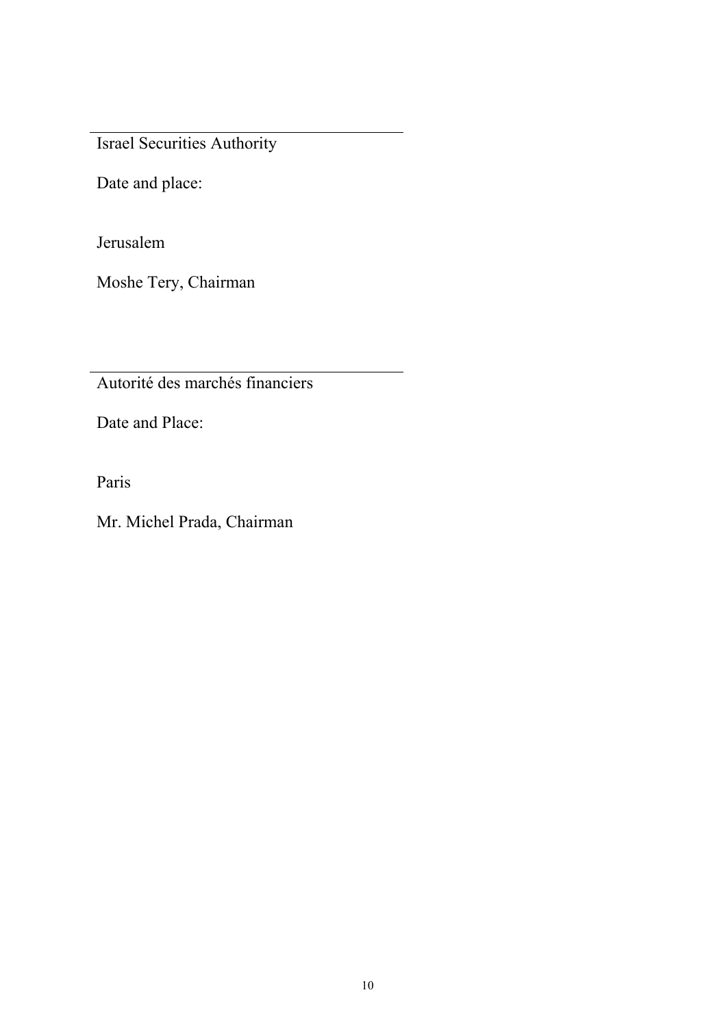---

Israel Securities Authority

Date and place:

Jerusalem

Moshe Tery, Chairman

---

Autorité des marchés financiers

Date and Place:

Paris

Mr. Michel Prada, Chairman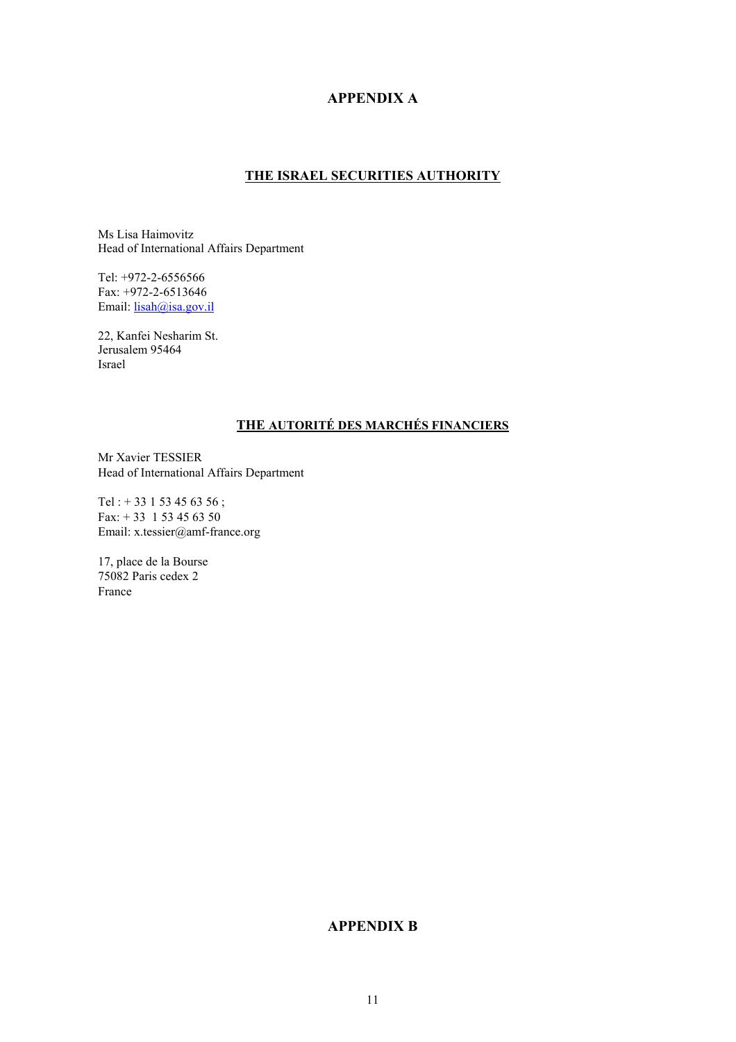# APPENDIX A

## THE ISRAEL SECURITIES AUTHORITY

Ms Lisa Haimovitz
Head of International Affairs Department

Tel: +972-2-6556566
Fax: +972-2-6513646
Email: lisah@isa.gov.il

22, Kanfei Nesharim St.
Jerusalem 95464
Israel

## THE AUTORITÉ DES MARCHÉS FINANCIERS

Mr Xavier TESSIER
Head of International Affairs Department

Tel : + 33 1 53 45 63 56 ;
Fax: + 33  1 53 45 63 50
Email: x.tessier@amf-france.org

17, place de la Bourse
75082 Paris cedex 2
France

# APPENDIX B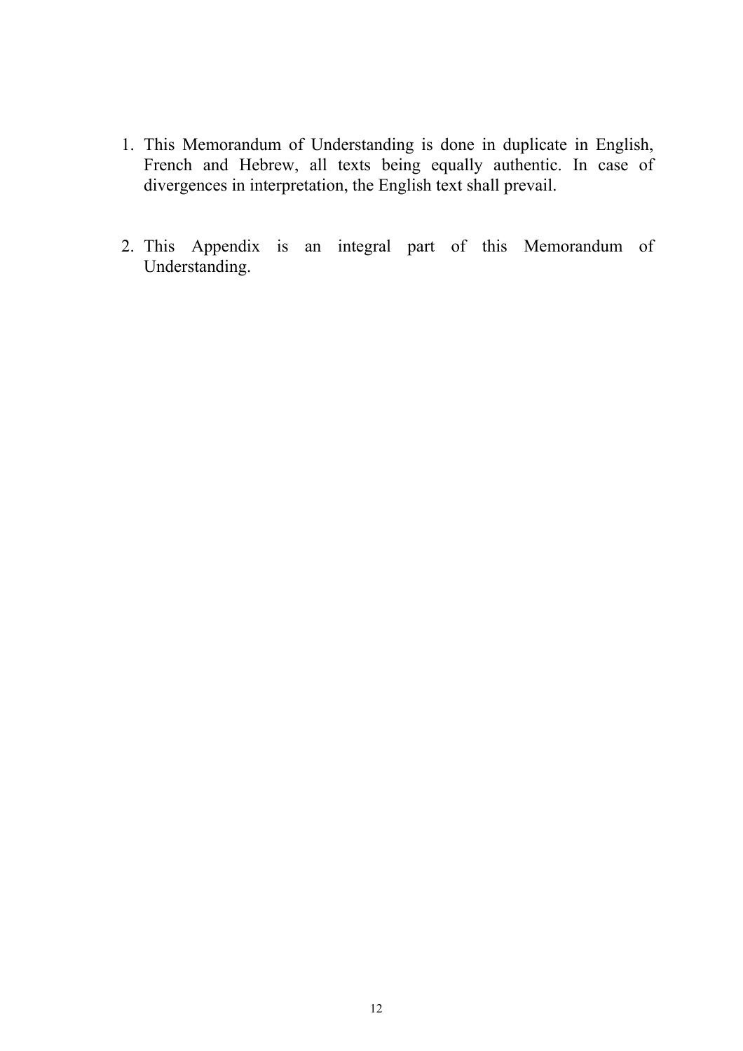1. This Memorandum of Understanding is done in duplicate in English, French and Hebrew, all texts being equally authentic. In case of divergences in interpretation, the English text shall prevail.

2. This Appendix is an integral part of this Memorandum of Understanding.